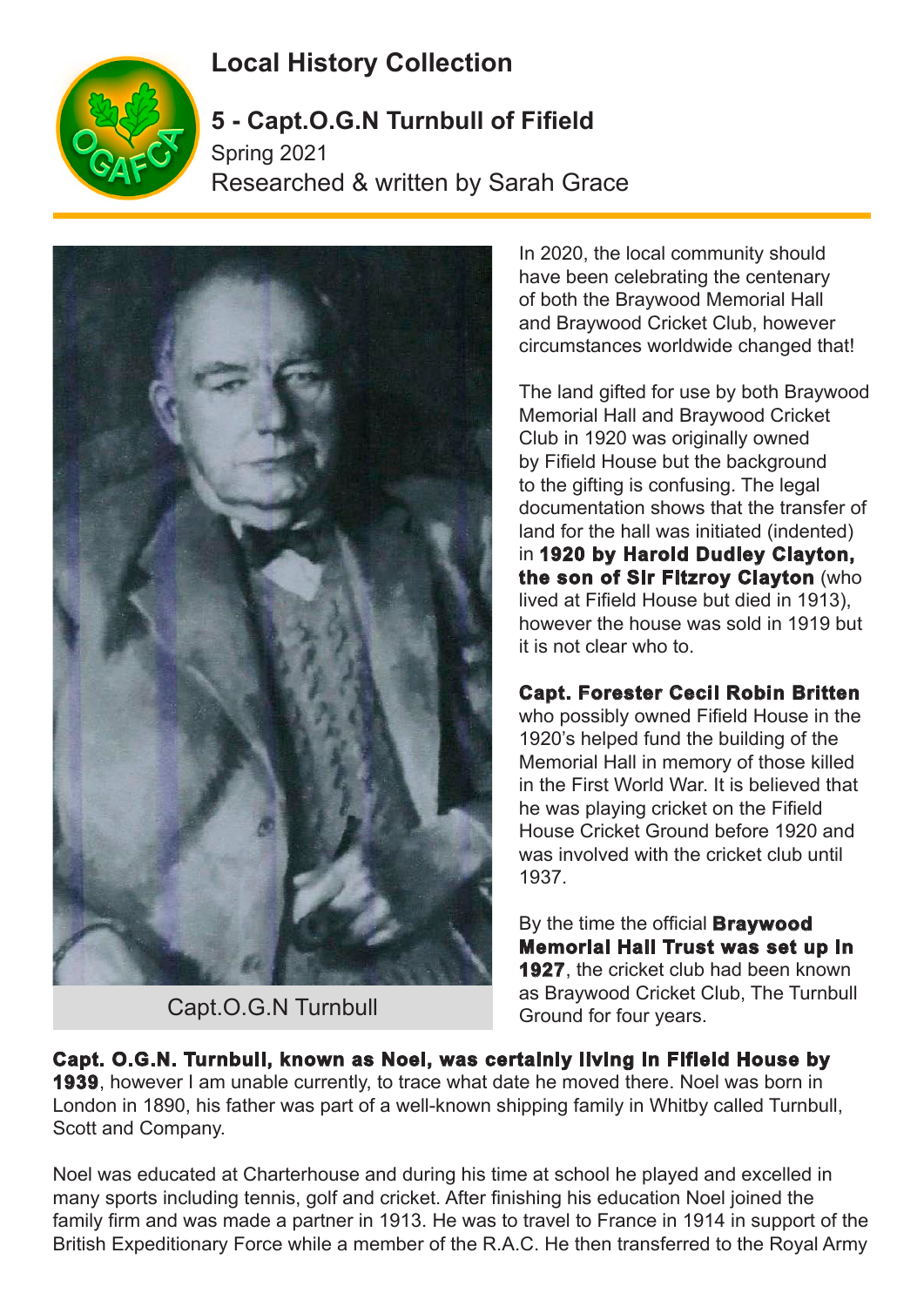# Local History Collection

## 5 - Capt.O.G.N Turnbull of Fifield

Spring 2021

Researched & written by Sarah Grace

Capt.O.G.N Turnbull

In 2020, the local community should have been celebrating the centenary of both the Braywood Memorial Hall and Braywood Cricket Club, however circumstances worldwide changed that!

The land gifted for use by both Braywood Memorial Hall and Braywood Cricket Club in 1920 was originally owned by Fifield House but the background to the gifting is confusing. The legal documentation shows that the transfer of land for the hall was initiated (indented) in **1920 by Harold Dudley Clayton, the son of Sir Fitzroy Clayton** (who lived at Fifield House but died in 1913), however the house was sold in 1919 but it is not clear who to.

**Capt. Forester Cecil Robin Britten** who possibly owned Fifield House in the 1920's helped fund the building of the Memorial Hall in memory of those killed in the First World War. It is believed that he was playing cricket on the Fifield House Cricket Ground before 1920 and was involved with the cricket club until 1937.

By the time the official **Braywood Memorial Hall Trust was set up in 1927**, the cricket club had been known as Braywood Cricket Club, The Turnbull Ground for four years.

**Capt. O.G.N. Turnbull, known as Noel, was certainly living in Fifield House by 1939**, however I am unable currently, to trace what date he moved there. Noel was born in London in 1890, his father was part of a well-known shipping family in Whitby called Turnbull, Scott and Company.

Noel was educated at Charterhouse and during his time at school he played and excelled in many sports including tennis, golf and cricket. After finishing his education Noel joined the family firm and was made a partner in 1913. He was to travel to France in 1914 in support of the British Expeditionary Force while a member of the R.A.C. He then transferred to the Royal Army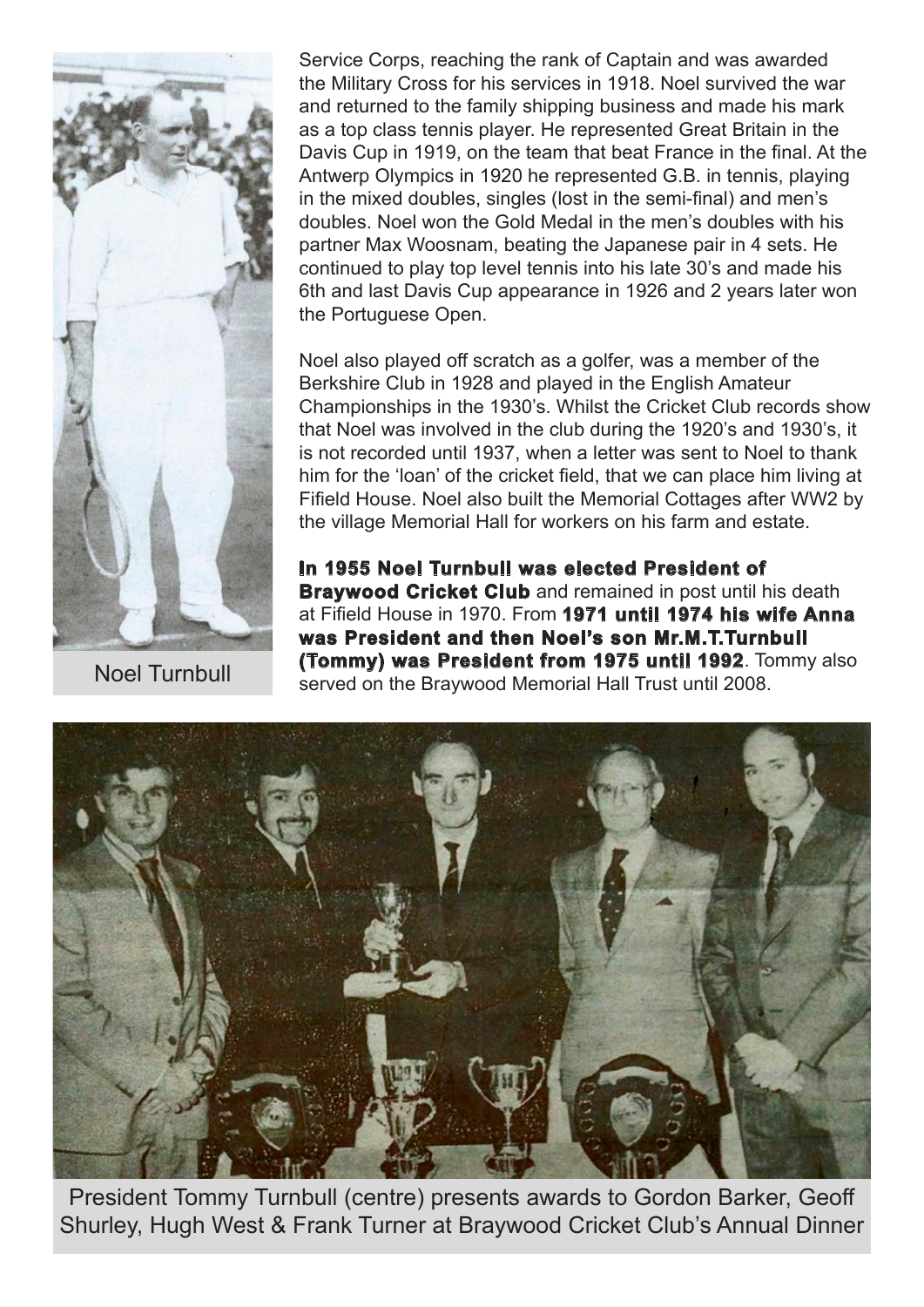Service Corps, reaching the rank of Captain and was awarded the Military Cross for his services in 1918. Noel survived the war and returned to the family shipping business and made his mark as a top class tennis player. He represented Great Britain in the Davis Cup in 1919, on the team that beat France in the final. At the Antwerp Olympics in 1920 he represented G.B. in tennis, playing in the mixed doubles, singles (lost in the semi-final) and men's doubles. Noel won the Gold Medal in the men's doubles with his partner Max Woosnam, beating the Japanese pair in 4 sets. He continued to play top level tennis into his late 30's and made his 6th and last Davis Cup appearance in 1926 and 2 years later won the Portuguese Open.

Noel Turnbull

Noel also played off scratch as a golfer, was a member of the Berkshire Club in 1928 and played in the English Amateur Championships in the 1930's. Whilst the Cricket Club records show that Noel was involved in the club during the 1920's and 1930's, it is not recorded until 1937, when a letter was sent to Noel to thank him for the 'loan' of the cricket field, that we can place him living at Fifield House. Noel also built the Memorial Cottages after WW2 by the village Memorial Hall for workers on his farm and estate.

**In 1955 Noel Turnbull was elected President of Braywood Cricket Club** and remained in post until his death at Fifield House in 1970. From **1971 until 1974 his wife Anna was President and then Noel's son Mr.M.T.Turnbull (Tommy) was President from 1975 until 1992**. Tommy also served on the Braywood Memorial Hall Trust until 2008.

President Tommy Turnbull (centre) presents awards to Gordon Barker, Geoff Shurley, Hugh West & Frank Turner at Braywood Cricket Club's Annual Dinner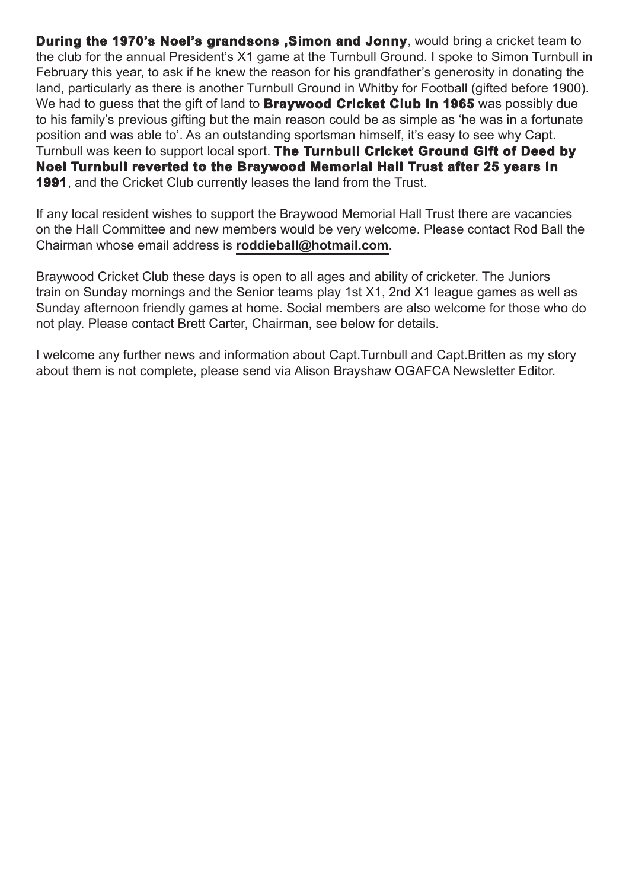**During the 1970's Noel's grandsons ,Simon and Jonny**, would bring a cricket team to the club for the annual President's X1 game at the Turnbull Ground. I spoke to Simon Turnbull in February this year, to ask if he knew the reason for his grandfather's generosity in donating the land, particularly as there is another Turnbull Ground in Whitby for Football (gifted before 1900). We had to guess that the gift of land to **Braywood Cricket Club in 1965** was possibly due to his family's previous gifting but the main reason could be as simple as 'he was in a fortunate position and was able to'. As an outstanding sportsman himself, it's easy to see why Capt. Turnbull was keen to support local sport. **The Turnbull Cricket Ground Gift of Deed by Noel Turnbull reverted to the Braywood Memorial Hall Trust after 25 years in 1991**, and the Cricket Club currently leases the land from the Trust.

If any local resident wishes to support the Braywood Memorial Hall Trust there are vacancies on the Hall Committee and new members would be very welcome. Please contact Rod Ball the Chairman whose email address is **roddieball@hotmail.com**.

Braywood Cricket Club these days is open to all ages and ability of cricketer. The Juniors train on Sunday mornings and the Senior teams play 1st X1, 2nd X1 league games as well as Sunday afternoon friendly games at home. Social members are also welcome for those who do not play. Please contact Brett Carter, Chairman, see below for details.

I welcome any further news and information about Capt.Turnbull and Capt.Britten as my story about them is not complete, please send via Alison Brayshaw OGAFCA Newsletter Editor.